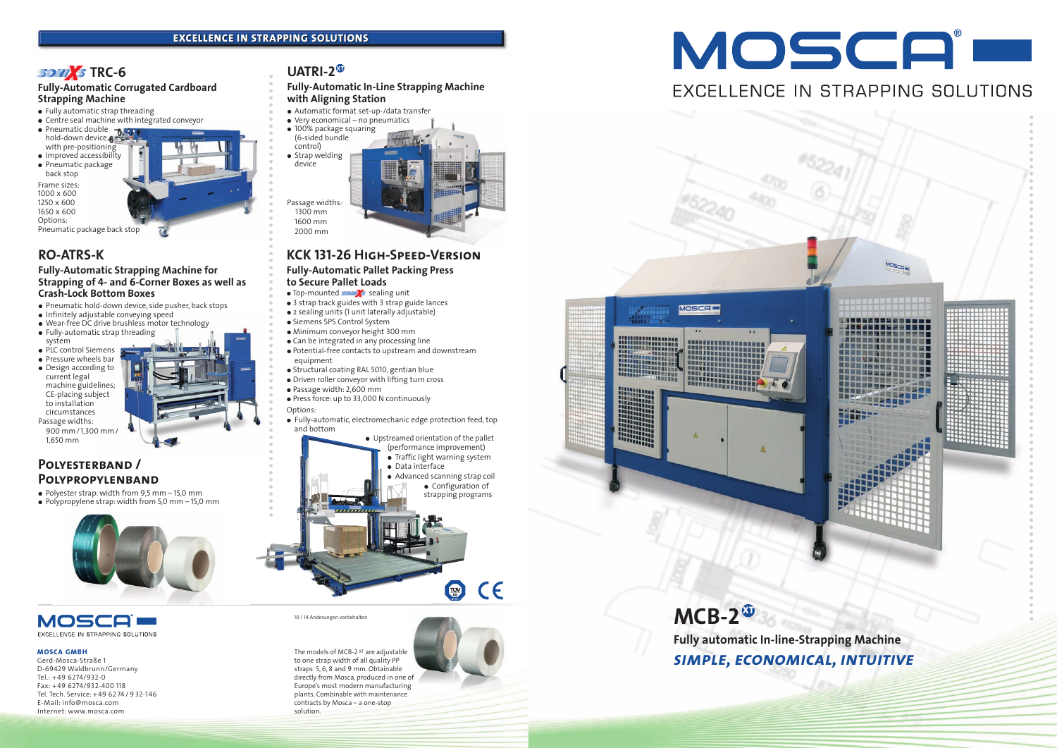**EXCELLENCE IN STRAPPING SOLUTIONS**

## SONIXS TRC-6

### Fully-Automatic Corrugated Cardboard Strapping Machine

- Fully automatic strap threading
- Centre seal machine with integrated conveyor
- Pneumatic double hold-down device with pre-positioning
- Improved accessibility
- Pneumatic package back stop

Frame sizes:
1000 x 600
1250 x 600
1650 x 600

Options:
Pneumatic package back stop

## RO-ATRS-K

### Fully-Automatic Strapping Machine for Strapping of 4- and 6-Corner Boxes as well as Crash-Lock Bottom Boxes

- Pneumatic hold-down device, side pusher, back stops
- Infinitely adjustable conveying speed
- Wear-free DC drive brushless motor technology
- Fully-automatic strap threading system
- PLC control Siemens
- Pressure wheels bar
- Design according to current legal machine guidelines; CE-placing subject to installation circumstances

Passage widths:
900 mm / 1,300 mm / 1,650 mm

## Polyesterband / Polypropylenband

- Polyester strap: width from 9,5 mm – 15,0 mm
- Polypropylene strap: width from 5,0 mm – 15,0 mm

## UATRI-2 XT

### Fully-Automatic In-Line Strapping Machine with Aligning Station

- Automatic format set-up/-data transfer
- Very economical – no pneumatics
- 100% package squaring (6-sided bundle control)
- Strap welding device

Passage widths:
1300 mm
1600 mm
2000 mm

## KCK 131-26 High-Speed-Version

### Fully-Automatic Pallet Packing Press to Secure Pallet Loads

- Top-mounted SONIXS sealing unit
- 3 strap track guides with 3 strap guide lances
- 2 sealing units (1 unit laterally adjustable)
- Siemens SPS Control System
- Minimum conveyor height 300 mm
- Can be integrated in any processing line
- Potential-free contacts to upstream and downstream equipment
- Structural coating RAL 5010, gentian blue
- Driven roller conveyor with lifting turn cross
- Passage width: 2,600 mm
- Press force: up to 33,000 N continuously

Options:

- Fully-automatic, electromechanic edge protection feed, top and bottom
- Upstreamed orientation of the pallet (performance improvement)
- Traffic light warning system
- Data interface
- Advanced scanning strap coil
- Configuration of strapping programs

MOSCA
EXCELLENCE IN STRAPPING SOLUTIONS

**MOSCA GMBH**
Gerd-Mosca-Straße 1
D-69429 Waldbrunn/Germany
Tel.: +49 6274/932-0
Fax: +49 6274/932-400 118
Tel. Tech. Service: +49 62 74 / 9 32-146
E-Mail: info@mosca.com
Internet: www.mosca.com

10 / 14 Änderungen vorbehalten

The models of MCB-2 XT are adjustable to one strap width of all quality PP straps 5, 6, 8 and 9 mm. Obtainable directly from Mosca, produced in one of Europe's most modern manufacturing plants. Combinable with maintenance contracts by Mosca – a one-stop solution.

# MOSCA®

EXCELLENCE IN STRAPPING SOLUTIONS

# MCB-2 XT

**Fully automatic In-line-Strapping Machine**

***SIMPLE, ECONOMICAL, INTUITIVE***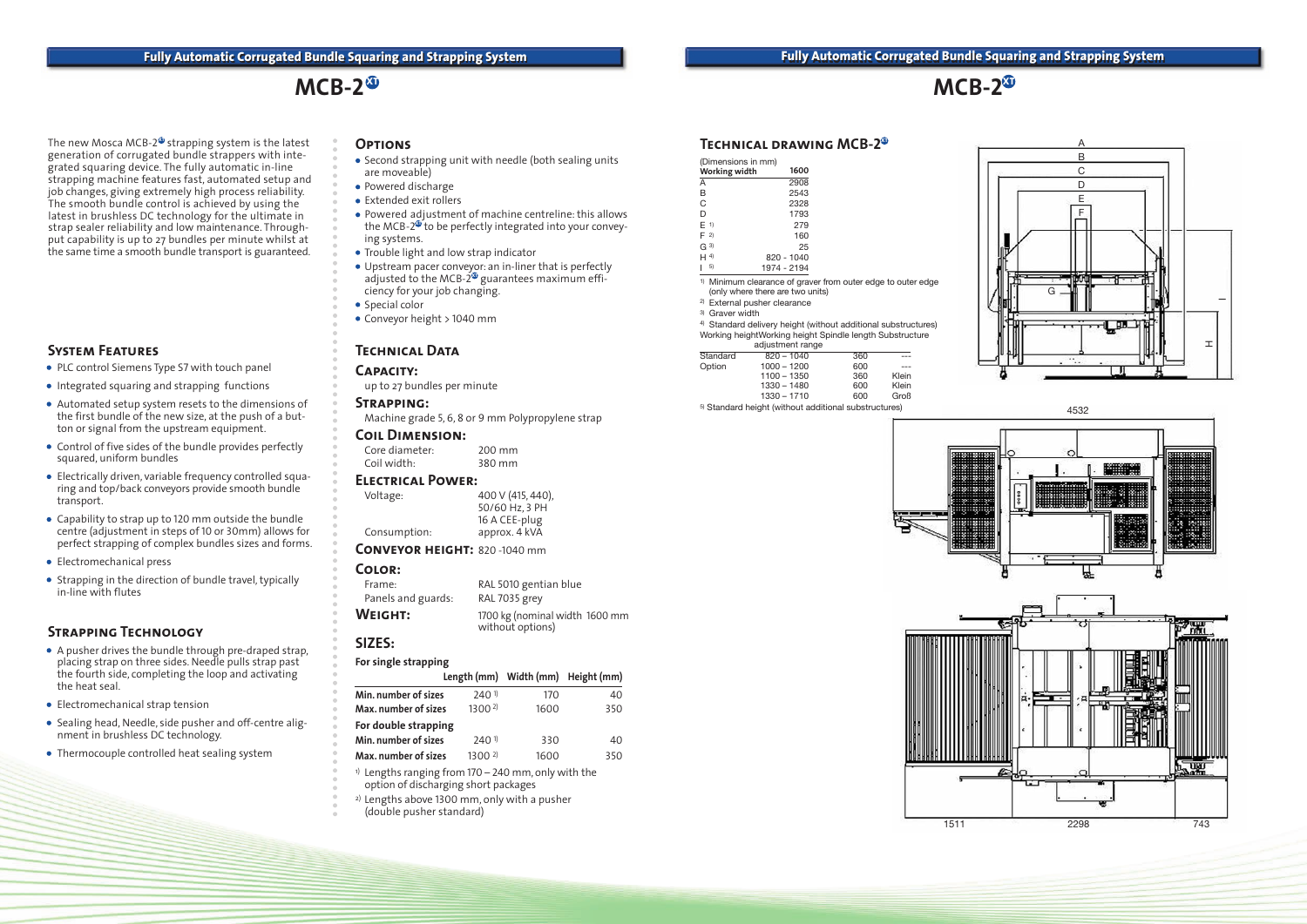# MCB-2

The new Mosca MCB-2 strapping system is the latest generation of corrugated bundle strappers with integrated squaring device. The fully automatic in-line strapping machine features fast, automated setup and job changes, giving extremely high process reliability. The smooth bundle control is achieved by using the latest in brushless DC technology for the ultimate in strap sealer reliability and low maintenance. Throughput capability is up to 27 bundles per minute whilst at the same time a smooth bundle transport is guaranteed.

## System Features

- PLC control Siemens Type S7 with touch panel
- Integrated squaring and strapping functions
- Automated setup system resets to the dimensions of the first bundle of the new size, at the push of a button or signal from the upstream equipment.
- Control of five sides of the bundle provides perfectly squared, uniform bundles
- Electrically driven, variable frequency controlled squaring and top/back conveyors provide smooth bundle transport.
- Capability to strap up to 120 mm outside the bundle centre (adjustment in steps of 10 or 30mm) allows for perfect strapping of complex bundles sizes and forms.
- Electromechanical press
- Strapping in the direction of bundle travel, typically in-line with flutes

## Strapping Technology

- A pusher drives the bundle through pre-draped strap, placing strap on three sides. Needle pulls strap past the fourth side, completing the loop and activating the heat seal.
- Electromechanical strap tension
- Sealing head, Needle, side pusher and off-centre alignment in brushless DC technology.
- Thermocouple controlled heat sealing system

## Options

- Second strapping unit with needle (both sealing units are moveable)
- Powered discharge
- Extended exit rollers
- Powered adjustment of machine centreline: this allows the MCB-2 to be perfectly integrated into your conveying systems.
- Trouble light and low strap indicator
- Upstream pacer conveyor: an in-liner that is perfectly adjusted to the MCB-2 guarantees maximum efficiency for your job changing.
- Special color
- Conveyor height > 1040 mm

## Technical Data

### Capacity:

up to 27 bundles per minute

### Strapping:

Machine grade 5, 6, 8 or 9 mm Polypropylene strap

### Coil Dimension:

Core diameter: 200 mm
Coil width: 380 mm

### Electrical Power:

Voltage: 400 V (415, 440), 50/60 Hz, 3 PH, 16 A CEE-plug
Consumption: approx. 4 kVA

### Conveyor Height: 820 -1040 mm

### Color:

Frame: RAL 5010 gentian blue
Panels and guards: RAL 7035 grey

### Weight:

1700 kg (nominal width 1600 mm without options)

## SIZES:

| For single strapping | Length (mm) | Width (mm) | Height (mm) |
|---|---|---|---|
| Min. number of sizes | 240 [1] | 170 | 40 |
| Max. number of sizes | 1300 [2] | 1600 | 350 |
| **For double strapping** | | | |
| Min. number of sizes | 240 [1] | 330 | 40 |
| Max. number of sizes | 1300 [2] | 1600 | 350 |

[1] Lengths ranging from 170 – 240 mm, only with the option of discharging short packages

[2] Lengths above 1300 mm, only with a pusher (double pusher standard)

## Technical drawing MCB-2

(Dimensions in mm)

| Working width | 1600 |
|---|---|
| A | 2908 |
| B | 2543 |
| C | 2328 |
| D | 1793 |
| E [1] | 279 |
| F [2] | 160 |
| G [3] | 25 |
| H [4] | 820 - 1040 |
| I [5] | 1974 - 2194 |

[1] Minimum clearance of graver from outer edge to outer edge (only where there are two units)

[2] External pusher clearance

[3] Graver width

[4] Standard delivery height (without additional substructures)

| Working height | Working height adjustment range | Spindle length | Substructure |
|---|---|---|---|
| Standard | 820 – 1040 | 360 | --- |
| Option | 1000 – 1200 | 600 | --- |
| | 1100 – 1350 | 360 | Klein |
| | 1330 – 1480 | 600 | Klein |
| | 1330 – 1710 | 600 | Groß |

[5] Standard height (without additional substructures)

A
B
C
D
E
F
G
H
4532
1511
2298
743